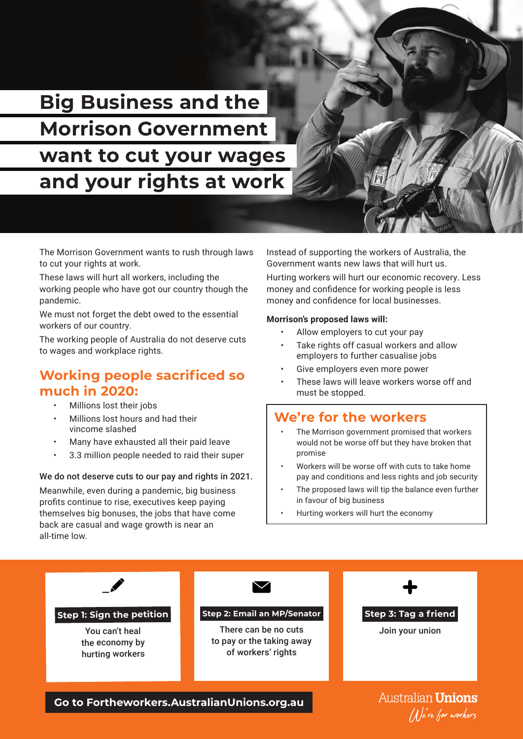# Big Business and the Morrison Government want to cut your wages and your rights at work

The Morrison Government wants to rush through laws to cut your rights at work.

These laws will hurt all workers, including the working people who have got our country though the pandemic.

We must not forget the debt owed to the essential workers of our country.

The working people of Australia do not deserve cuts to wages and workplace rights.

## Working people sacrificed so much in 2020:

- Millions lost their jobs
- Millions lost hours and had their vincome slashed
- Many have exhausted all their paid leave
- 3.3 million people needed to raid their super

We do not deserve cuts to our pay and rights in 2021.

Meanwhile, even during a pandemic, big business profits continue to rise, executives keep paying themselves big bonuses, the jobs that have come back are casual and wage growth is near an all-time low.

Instead of supporting the workers of Australia, the Government wants new laws that will hurt us.

Hurting workers will hurt our economic recovery. Less money and confidence for working people is less money and confidence for local businesses.

**Morrison's proposed laws will:**

- Allow employers to cut your pay
- Take rights off casual workers and allow employers to further casualise jobs
- Give employers even more power
- These laws will leave workers worse off and must be stopped.

## We're for the workers

- The Morrison government promised that workers would not be worse off but they have broken that promise
- Workers will be worse off with cuts to take home pay and conditions and less rights and job security
- The proposed laws will tip the balance even further in favour of big business
- Hurting workers will hurt the economy

**Step 1: Sign the petition**

You can't heal the economy by hurting workers

**Step 2: Email an MP/Senator**

There can be no cuts to pay or the taking away of workers' rights

**Step 3: Tag a friend**

Join your union

**Go to Fortheworkers.AustralianUnions.org.au**

Australian **Unions**
*We're for workers*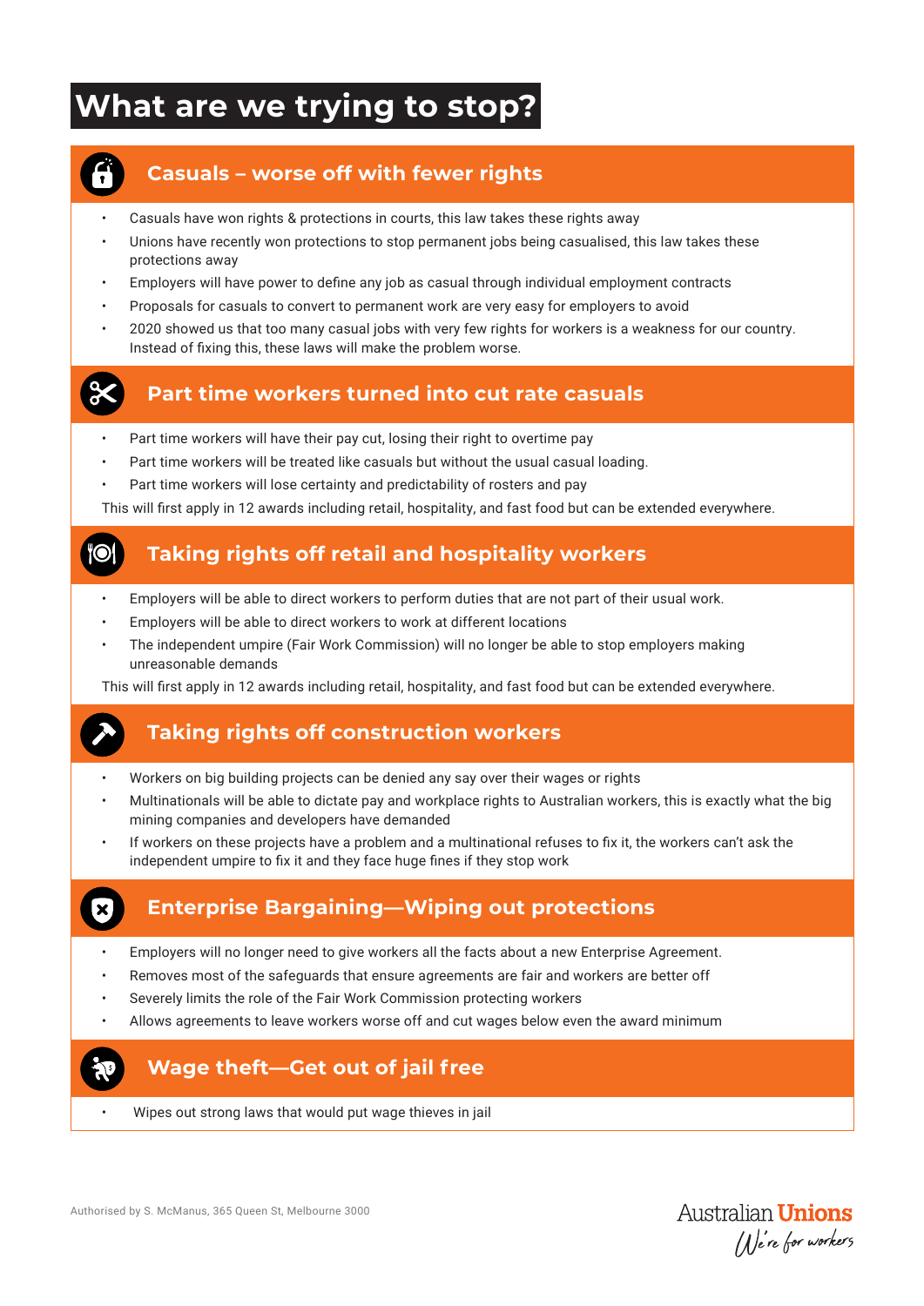# What are we trying to stop?

## Casuals – worse off with fewer rights

- Casuals have won rights & protections in courts, this law takes these rights away
- Unions have recently won protections to stop permanent jobs being casualised, this law takes these protections away
- Employers will have power to define any job as casual through individual employment contracts
- Proposals for casuals to convert to permanent work are very easy for employers to avoid
- 2020 showed us that too many casual jobs with very few rights for workers is a weakness for our country. Instead of fixing this, these laws will make the problem worse.

## Part time workers turned into cut rate casuals

- Part time workers will have their pay cut, losing their right to overtime pay
- Part time workers will be treated like casuals but without the usual casual loading.
- Part time workers will lose certainty and predictability of rosters and pay

This will first apply in 12 awards including retail, hospitality, and fast food but can be extended everywhere.

## Taking rights off retail and hospitality workers

- Employers will be able to direct workers to perform duties that are not part of their usual work.
- Employers will be able to direct workers to work at different locations
- The independent umpire (Fair Work Commission) will no longer be able to stop employers making unreasonable demands

This will first apply in 12 awards including retail, hospitality, and fast food but can be extended everywhere.

## Taking rights off construction workers

- Workers on big building projects can be denied any say over their wages or rights
- Multinationals will be able to dictate pay and workplace rights to Australian workers, this is exactly what the big mining companies and developers have demanded
- If workers on these projects have a problem and a multinational refuses to fix it, the workers can't ask the independent umpire to fix it and they face huge fines if they stop work

## Enterprise Bargaining—Wiping out protections

- Employers will no longer need to give workers all the facts about a new Enterprise Agreement.
- Removes most of the safeguards that ensure agreements are fair and workers are better off
- Severely limits the role of the Fair Work Commission protecting workers
- Allows agreements to leave workers worse off and cut wages below even the award minimum

## Wage theft—Get out of jail free

- Wipes out strong laws that would put wage thieves in jail

Authorised by S. McManus, 365 Queen St, Melbourne 3000

Australian **Unions**
*We're for workers*